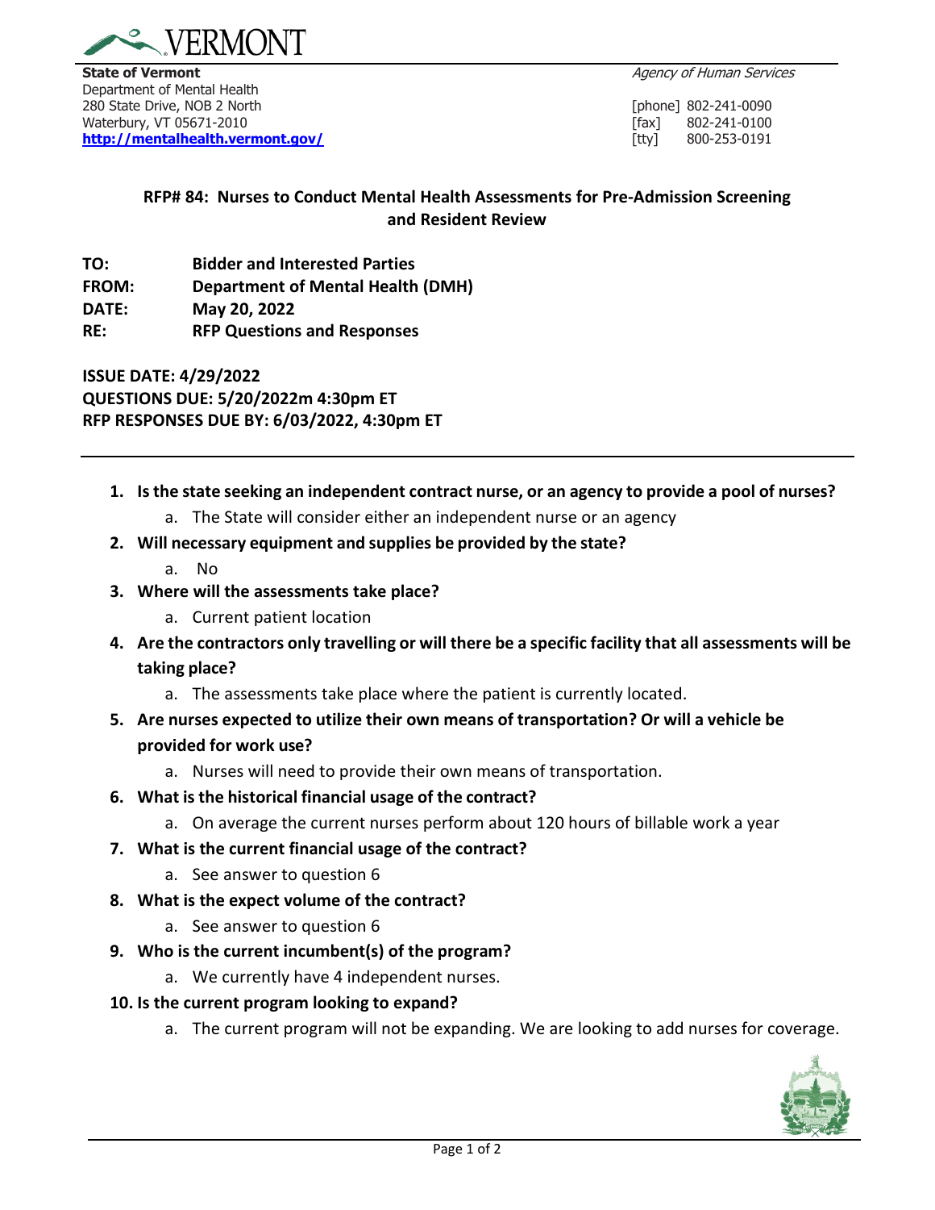VERMONT

**State of Vermont**
Department of Mental Health
280 State Drive, NOB 2 North
Waterbury, VT 05671-2010
**http://mentalhealth.vermont.gov/**

*Agency of Human Services*

[phone] 802-241-0090
[fax] 802-241-0100
[tty] 800-253-0191

## RFP# 84: Nurses to Conduct Mental Health Assessments for Pre-Admission Screening and Resident Review

**TO:** **Bidder and Interested Parties**
**FROM:** **Department of Mental Health (DMH)**
**DATE:** **May 20, 2022**
**RE:** **RFP Questions and Responses**

**ISSUE DATE: 4/29/2022**
**QUESTIONS DUE: 5/20/2022m 4:30pm ET**
**RFP RESPONSES DUE BY: 6/03/2022, 4:30pm ET**

---

1. **Is the state seeking an independent contract nurse, or an agency to provide a pool of nurses?**
   a. The State will consider either an independent nurse or an agency
2. **Will necessary equipment and supplies be provided by the state?**
   a. No
3. **Where will the assessments take place?**
   a. Current patient location
4. **Are the contractors only travelling or will there be a specific facility that all assessments will be taking place?**
   a. The assessments take place where the patient is currently located.
5. **Are nurses expected to utilize their own means of transportation? Or will a vehicle be provided for work use?**
   a. Nurses will need to provide their own means of transportation.
6. **What is the historical financial usage of the contract?**
   a. On average the current nurses perform about 120 hours of billable work a year
7. **What is the current financial usage of the contract?**
   a. See answer to question 6
8. **What is the expect volume of the contract?**
   a. See answer to question 6
9. **Who is the current incumbent(s) of the program?**
   a. We currently have 4 independent nurses.
10. **Is the current program looking to expand?**
    a. The current program will not be expanding. We are looking to add nurses for coverage.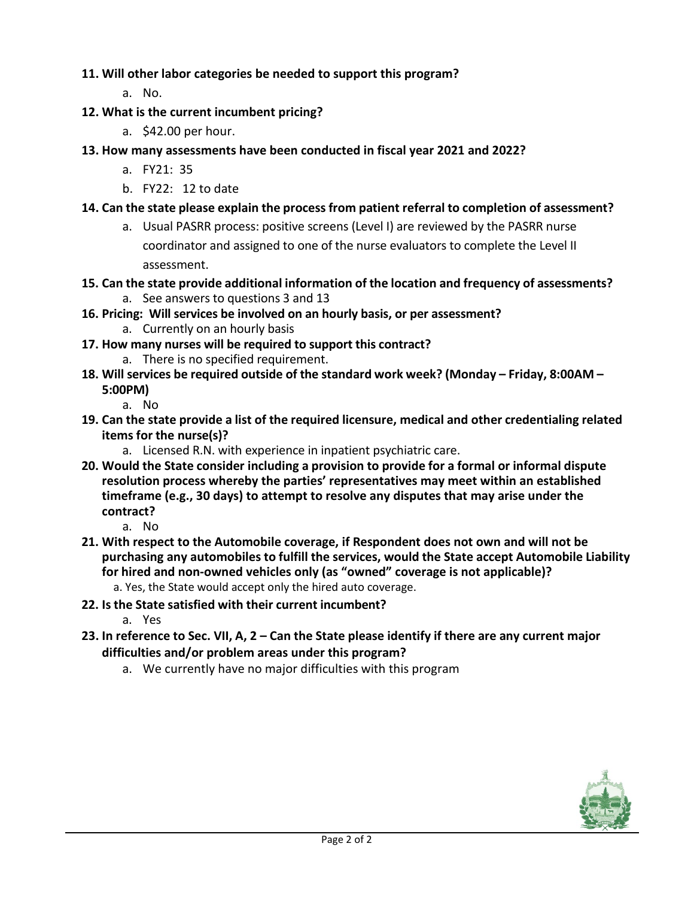**11. Will other labor categories be needed to support this program?**

a. No.

**12. What is the current incumbent pricing?**

a. $42.00 per hour.

**13. How many assessments have been conducted in fiscal year 2021 and 2022?**

a. FY21: 35

b. FY22: 12 to date

**14. Can the state please explain the process from patient referral to completion of assessment?**

a. Usual PASRR process: positive screens (Level I) are reviewed by the PASRR nurse coordinator and assigned to one of the nurse evaluators to complete the Level II assessment.

**15. Can the state provide additional information of the location and frequency of assessments?**

a. See answers to questions 3 and 13

**16. Pricing: Will services be involved on an hourly basis, or per assessment?**

a. Currently on an hourly basis

**17. How many nurses will be required to support this contract?**

a. There is no specified requirement.

**18. Will services be required outside of the standard work week? (Monday – Friday, 8:00AM – 5:00PM)**

a. No

**19. Can the state provide a list of the required licensure, medical and other credentialing related items for the nurse(s)?**

a. Licensed R.N. with experience in inpatient psychiatric care.

**20. Would the State consider including a provision to provide for a formal or informal dispute resolution process whereby the parties' representatives may meet within an established timeframe (e.g., 30 days) to attempt to resolve any disputes that may arise under the contract?**

a. No

**21. With respect to the Automobile coverage, if Respondent does not own and will not be purchasing any automobiles to fulfill the services, would the State accept Automobile Liability for hired and non-owned vehicles only (as "owned" coverage is not applicable)?**

a. Yes, the State would accept only the hired auto coverage.

**22. Is the State satisfied with their current incumbent?**

a. Yes

**23. In reference to Sec. VII, A, 2 – Can the State please identify if there are any current major difficulties and/or problem areas under this program?**

a. We currently have no major difficulties with this program